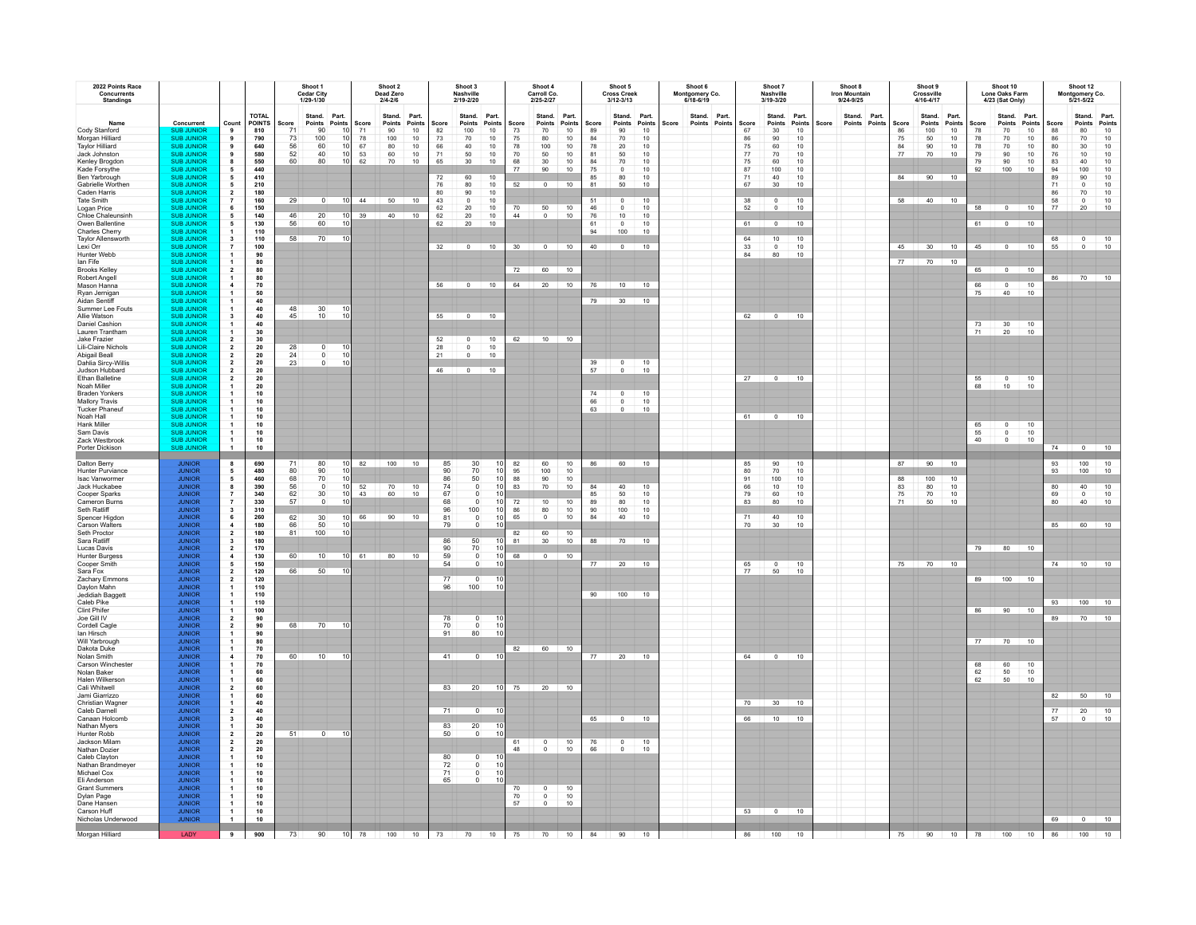| 2022 Points Race Concurrents Standings | | | | Shoot 1 Cedar City 1/29-1/30 | | | Shoot 2 Dead Zero 2/4-2/6 | | | Shoot 3 Nashville 2/19-2/20 | | | Shoot 4 Carroll Co. 2/25-2/27 | | | Shoot 5 Cross Creek 3/12-3/13 | | | Shoot 6 Montgomery Co. 6/18-6/19 | | | Shoot 7 Nashville 3/19-3/20 | | | Shoot 8 Iron Mountain 9/24-9/25 | | | Shoot 9 Crossville 4/16-4/17 | | | Shoot 10 Lone Oaks Farm 4/23 (Sat Only) | | | Shoot 12 Montgomery Co. 5/21-5/22 | | |
|---|---|---|---|---|---|---|---|---|---|---|---|---|---|---|---|---|---|---|---|---|---|---|---|---|---|---|---|---|---|---|---|---|---|---|---|---|
| Name | Concurrent | Count | TOTAL POINTS | Score | Stand. Points | Part. Points | Score | Stand. Points | Part. Points | Score | Stand. Points | Part. Points | Score | Stand. Points | Part. Points | Score | Stand. Points | Part. Points | Score | Stand. Points | Part. Points | Score | Stand. Points | Part. Points | Score | Stand. Points | Part. Points | Score | Stand. Points | Part. Points | Score | Stand. Points | Part. Points | Score | Stand. Points | Part. Points |
| Cody Stanford | SUB JUNIOR | 9 | 810 | 71 | 90 | 10 | 71 | 90 | 10 | 82 | 100 | 10 | 73 | 70 | 10 | 89 | 90 | 10 | | | | 67 | 30 | 10 | | | | 86 | 100 | 10 | 78 | 70 | 10 | 88 | 80 | 10 |
| Morgan Hilliard | SUB JUNIOR | 9 | 790 | 73 | 100 | 10 | 78 | 100 | 10 | 73 | 70 | 10 | 75 | 80 | 10 | 84 | 70 | 10 | | | | 86 | 90 | 10 | | | | 75 | 50 | 10 | 78 | 70 | 10 | 86 | 70 | 10 |
| Taylor Hilliard | SUB JUNIOR | 9 | 640 | 56 | 60 | 10 | 67 | 80 | 10 | 66 | 40 | 10 | 78 | 100 | 10 | 78 | 20 | 10 | | | | 75 | 60 | 10 | | | | 84 | 90 | 10 | 78 | 70 | 10 | 80 | 30 | 10 |
| Jack Johnston | SUB JUNIOR | 9 | 580 | 52 | 40 | 10 | 53 | 60 | 10 | 71 | 50 | 10 | 70 | 50 | 10 | 81 | 50 | 10 | | | | 77 | 70 | 10 | | | | 77 | 70 | 10 | 79 | 90 | 10 | 76 | 10 | 10 |
| Kenley Brogdon | SUB JUNIOR | 8 | 550 | 60 | 80 | 10 | 62 | 70 | 10 | 65 | 30 | 10 | 68 | 30 | 10 | 84 | 70 | 10 | | | | 75 | 60 | 10 | | | | | | | 79 | 90 | 10 | 83 | 40 | 10 |
| Kade Forsythe | SUB JUNIOR | 5 | 440 | | | | | | | | | | 77 | 90 | 10 | 75 | 0 | 10 | | | | 87 | 100 | 10 | | | | | | | 92 | 100 | 10 | 94 | 100 | 10 |
| Ben Yarbrough | SUB JUNIOR | 5 | 410 | | | | | | | 72 | 60 | 10 | | | | 85 | 80 | 10 | | | | 71 | 40 | 10 | | | | 84 | 90 | 10 | | | | 89 | 90 | 10 |
| Gabrielle Worthen | SUB JUNIOR | 5 | 210 | | | | | | | 76 | 80 | 10 | 52 | 0 | 10 | 81 | 50 | 10 | | | | 67 | 30 | 10 | | | | | | | | | | 71 | 0 | 10 |
| Caden Harris | SUB JUNIOR | 2 | 180 | | | | | | | 80 | 90 | 10 | | | | | | | | | | | | | | | | | | | | | | 86 | 70 | 10 |
| Tate Smith | SUB JUNIOR | 7 | 160 | 29 | 0 | 10 | 44 | 50 | 10 | 43 | 0 | 10 | | | | 51 | 0 | 10 | | | | 38 | 0 | 10 | | | | 58 | 40 | 10 | | | | 58 | 0 | 10 |
| Logan Price | SUB JUNIOR | 6 | 150 | | | | | | | 62 | 20 | 10 | 70 | 50 | 10 | 46 | 0 | 10 | | | | 52 | 0 | 10 | | | | | | | 58 | 0 | 10 | 77 | 20 | 10 |
| Chloe Chaleunsinh | SUB JUNIOR | 5 | 140 | 46 | 20 | 10 | 39 | 40 | 10 | 62 | 20 | 10 | 44 | 0 | 10 | 76 | 10 | 10 | | | | | | | | | | | | | | | | | | |
| Owen Ballentine | SUB JUNIOR | 5 | 130 | 56 | 60 | 10 | | | | 62 | 20 | 10 | | | | 61 | 0 | 10 | | | | 61 | 0 | 10 | | | | | | | 61 | 0 | 10 | | | |
| Charles Cherry | SUB JUNIOR | 1 | 110 | | | | | | | | | | | | | 94 | 100 | 10 | | | | | | | | | | | | | | | | | | |
| Taylor Allensworth | SUB JUNIOR | 3 | 110 | 58 | 70 | 10 | | | | | | | | | | | | | | | | 64 | 10 | 10 | | | | | | | | | | 68 | 0 | 10 |
| Lexi Orr | SUB JUNIOR | 7 | 100 | | | | | | | 32 | 0 | 10 | 30 | 0 | 10 | 40 | 0 | 10 | | | | 33 | 0 | 10 | | | | 45 | 30 | 10 | 45 | 0 | 10 | 55 | 0 | 10 |
| Hunter Webb | SUB JUNIOR | 1 | 90 | | | | | | | | | | | | | | | | | | | 84 | 80 | 10 | | | | | | | | | | | | |
| Ian Fife | SUB JUNIOR | 1 | 80 | | | | | | | | | | | | | | | | | | | | | | | | | 77 | 70 | 10 | | | | | | |
| Brooks Kelley | SUB JUNIOR | 2 | 80 | | | | | | | | | | 72 | 60 | 10 | | | | | | | | | | | | | | | | 65 | 0 | 10 | | | |
| Robert Angell | SUB JUNIOR | 1 | 80 | | | | | | | | | | | | | | | | | | | | | | | | | | | | | | | 86 | 70 | 10 |
| Mason Hanna | SUB JUNIOR | 4 | 70 | | | | | | | 56 | 0 | 10 | 64 | 20 | 10 | 76 | 10 | 10 | | | | | | | | | | | | | 66 | 0 | 10 | | | |
| Ryan Jernigan | SUB JUNIOR | 1 | 50 | | | | | | | | | | | | | | | | | | | | | | | | | | | | 75 | 40 | 10 | | | |
| Aidan Sentiff | SUB JUNIOR | 1 | 40 | | | | | | | | | | | | | 79 | 30 | 10 | | | | | | | | | | | | | | | | | | |
| Summer Lee Fouts | SUB JUNIOR | 1 | 40 | 48 | 30 | 10 | | | | | | | | | | | | | | | | | | | | | | | | | | | | | | |
| Allie Watson | SUB JUNIOR | 3 | 40 | 45 | 10 | 10 | | | | 55 | 0 | 10 | | | | | | | | | | 62 | 0 | 10 | | | | | | | | | | | | |
| Daniel Cashion | SUB JUNIOR | 1 | 40 | | | | | | | | | | | | | | | | | | | | | | | | | | | | 73 | 30 | 10 | | | |
| Lauren Trantham | SUB JUNIOR | 1 | 30 | | | | | | | | | | | | | | | | | | | | | | | | | | | | 71 | 20 | 10 | | | |
| Jake Frazier | SUB JUNIOR | 2 | 30 | | | | | | | 52 | 0 | 10 | 62 | 10 | 10 | | | | | | | | | | | | | | | | | | | | | |
| Lili-Claire Nichols | SUB JUNIOR | 2 | 20 | 28 | 0 | 10 | | | | 28 | 0 | 10 | | | | | | | | | | | | | | | | | | | | | | | | |
| Abigail Beall | SUB JUNIOR | 2 | 20 | 24 | 0 | 10 | | | | 21 | 0 | 10 | | | | | | | | | | | | | | | | | | | | | | | | |
| Dahlia Sircy-Willis | SUB JUNIOR | 2 | 20 | 23 | 0 | 10 | | | | | | | | | | 39 | 0 | 10 | | | | | | | | | | | | | | | | | | |
| Judson Hubbard | SUB JUNIOR | 2 | 20 | | | | | | | 46 | 0 | 10 | | | | 57 | 0 | 10 | | | | | | | | | | | | | | | | | | |
| Ethan Balletine | SUB JUNIOR | 2 | 20 | | | | | | | | | | | | | | | | | | | 27 | 0 | 10 | | | | | | | 55 | 0 | 10 | | | |
| Noah Miller | SUB JUNIOR | 1 | 20 | | | | | | | | | | | | | | | | | | | | | | | | | | | | 68 | 10 | 10 | | | |
| Braden Yonkers | SUB JUNIOR | 1 | 10 | | | | | | | | | | | | | 74 | 0 | 10 | | | | | | | | | | | | | | | | | | |
| Mallory Travis | SUB JUNIOR | 1 | 10 | | | | | | | | | | | | | 66 | 0 | 10 | | | | | | | | | | | | | | | | | | |
| Tucker Phaneuf | SUB JUNIOR | 1 | 10 | | | | | | | | | | | | | 63 | 0 | 10 | | | | | | | | | | | | | | | | | | |
| Noah Hall | SUB JUNIOR | 1 | 10 | | | | | | | | | | | | | | | | | | | 61 | 0 | 10 | | | | | | | | | | | | |
| Hank Miller | SUB JUNIOR | 1 | 10 | | | | | | | | | | | | | | | | | | | | | | | | | | | | 65 | 0 | 10 | | | |
| Sam Davis | SUB JUNIOR | 1 | 10 | | | | | | | | | | | | | | | | | | | | | | | | | | | | 55 | 0 | 10 | | | |
| Zack Westbrook | SUB JUNIOR | 1 | 10 | | | | | | | | | | | | | | | | | | | | | | | | | | | | 40 | 0 | 10 | | | |
| Porter Dickison | SUB JUNIOR | 1 | 10 | | | | | | | | | | | | | | | | | | | | | | | | | | | | | | | 74 | 0 | 10 |
| Dalton Berry | JUNIOR | 8 | 690 | 71 | 80 | 10 | 82 | 100 | 10 | 85 | 30 | 10 | 82 | 60 | 10 | 86 | 60 | 10 | | | | 85 | 90 | 10 | | | | 87 | 90 | 10 | | | | 93 | 100 | 10 |
| Hunter Purviance | JUNIOR | 5 | 480 | 80 | 90 | 10 | | | | 90 | 70 | 10 | 95 | 100 | 10 | | | | | | | 80 | 70 | 10 | | | | | | | | | | 93 | 100 | 10 |
| Isac Vanwormer | JUNIOR | 5 | 460 | 68 | 70 | 10 | | | | 86 | 50 | 10 | 88 | 90 | 10 | | | | | | | 91 | 100 | 10 | | | | 88 | 100 | 10 | | | | | | |
| Jack Huckabee | JUNIOR | 8 | 390 | 56 | 0 | 10 | 52 | 70 | 10 | 74 | 0 | 10 | 83 | 70 | 10 | 84 | 40 | 10 | | | | 66 | 10 | 10 | | | | 83 | 80 | 10 | | | | 80 | 40 | 10 |
| Cooper Sparks | JUNIOR | 7 | 340 | 62 | 30 | 10 | 43 | 60 | 10 | 67 | 0 | 10 | | | | 85 | 50 | 10 | | | | 79 | 60 | 10 | | | | 75 | 70 | 10 | | | | 69 | 0 | 10 |
| Cameron Burns | JUNIOR | 7 | 330 | 57 | 0 | 10 | | | | 68 | 0 | 10 | 72 | 10 | 10 | 89 | 80 | 10 | | | | 83 | 80 | 10 | | | | 71 | 50 | 10 | | | | 80 | 40 | 10 |
| Seth Ratliff | JUNIOR | 3 | 310 | | | | | | | 96 | 100 | 10 | 86 | 80 | 10 | 90 | 100 | 10 | | | | | | | | | | | | | | | | | | |
| Spencer Higdon | JUNIOR | 6 | 260 | 62 | 30 | 10 | 66 | 90 | 10 | 81 | 0 | 10 | 65 | 0 | 10 | 84 | 40 | 10 | | | | 71 | 40 | 10 | | | | | | | | | | | | |
| Carson Walters | JUNIOR | 4 | 180 | 66 | 50 | 10 | | | | 79 | 0 | 10 | | | | | | | | | | 70 | 30 | 10 | | | | | | | | | | 85 | 60 | 10 |
| Seth Proctor | JUNIOR | 2 | 180 | 81 | 100 | 10 | | | | | | | 82 | 60 | 10 | | | | | | | | | | | | | | | | | | | | | |
| Sara Ratliff | JUNIOR | 3 | 180 | | | | | | | 86 | 50 | 10 | 81 | 30 | 10 | 88 | 70 | 10 | | | | | | | | | | | | | | | | | | |
| Lucas Davis | JUNIOR | 2 | 170 | | | | | | | 90 | 70 | 10 | | | | | | | | | | | | | | | | | | | 79 | 80 | 10 | | | |
| Hunter Burgess | JUNIOR | 4 | 130 | 60 | 10 | 10 | 61 | 80 | 10 | 59 | 0 | 10 | 68 | 0 | 10 | | | | | | | | | | | | | | | | | | | | | |
| Cooper Smith | JUNIOR | 5 | 150 | | | | | | | 54 | 0 | 10 | | | | 77 | 20 | 10 | | | | 65 | 0 | 10 | | | | 75 | 70 | 10 | | | | 74 | 10 | 10 |
| Sara Fox | JUNIOR | 2 | 120 | 66 | 50 | 10 | | | | | | | | | | | | | | | | 77 | 50 | 10 | | | | | | | | | | | | |
| Zachary Emmons | JUNIOR | 2 | 120 | | | | | | | 77 | 0 | 10 | | | | | | | | | | | | | | | | | | | 89 | 100 | 10 | | | |
| Daylon Mahn | JUNIOR | 1 | 110 | | | | | | | 96 | 100 | 10 | | | | | | | | | | | | | | | | | | | | | | | | |
| Jedidiah Baggett | JUNIOR | 1 | 110 | | | | | | | | | | | | | 90 | 100 | 10 | | | | | | | | | | | | | | | | | | |
| Caleb Pike | JUNIOR | 1 | 110 | | | | | | | | | | | | | | | | | | | | | | | | | | | | | | | 93 | 100 | 10 |
| Clint Phifer | JUNIOR | 1 | 100 | | | | | | | | | | | | | | | | | | | | | | | | | | | | 86 | 90 | 10 | | | |
| Joe Gill IV | JUNIOR | 2 | 90 | | | | | | | 78 | 0 | 10 | | | | | | | | | | | | | | | | | | | | | | 89 | 70 | 10 |
| Cordell Cagle | JUNIOR | 2 | 90 | 68 | 70 | 10 | | | | 70 | 0 | 10 | | | | | | | | | | | | | | | | | | | | | | | | |
| Ian Hirsch | JUNIOR | 1 | 90 | | | | | | | 91 | 80 | 10 | | | | | | | | | | | | | | | | | | | | | | | | |
| Will Yarbrough | JUNIOR | 1 | 80 | | | | | | | | | | | | | | | | | | | | | | | | | | | | 77 | 70 | 10 | | | |
| Dakota Duke | JUNIOR | 1 | 70 | | | | | | | | | | 82 | 60 | 10 | | | | | | | | | | | | | | | | | | | | | |
| Nolan Smith | JUNIOR | 4 | 70 | 60 | 10 | 10 | | | | 41 | 0 | 10 | | | | 77 | 20 | 10 | | | | 64 | 0 | 10 | | | | | | | | | | | | |
| Carson Winchester | JUNIOR | 1 | 70 | | | | | | | | | | | | | | | | | | | | | | | | | | | | 68 | 60 | 10 | | | |
| Nolan Baker | JUNIOR | 1 | 60 | | | | | | | | | | | | | | | | | | | | | | | | | | | | 62 | 50 | 10 | | | |
| Halen Wilkerson | JUNIOR | 1 | 60 | | | | | | | | | | | | | | | | | | | | | | | | | | | | 62 | 50 | 10 | | | |
| Cali Whitwell | JUNIOR | 2 | 60 | | | | | | | 83 | 20 | 10 | 75 | 20 | 10 | | | | | | | | | | | | | | | | | | | | | |
| Jami Giarrizzo | JUNIOR | 1 | 60 | | | | | | | | | | | | | | | | | | | | | | | | | | | | | | | 82 | 50 | 10 |
| Christian Wagner | JUNIOR | 1 | 40 | | | | | | | | | | | | | | | | | | | 70 | 30 | 10 | | | | | | | | | | | | |
| Caleb Darnell | JUNIOR | 2 | 40 | | | | | | | 71 | 0 | 10 | | | | | | | | | | | | | | | | | | | | | | 77 | 20 | 10 |
| Canaan Holcomb | JUNIOR | 3 | 40 | | | | | | | | | | | | | 65 | 0 | 10 | | | | 66 | 10 | 10 | | | | | | | | | | 57 | 0 | 10 |
| Nathan Myers | JUNIOR | 1 | 30 | | | | | | | 83 | 20 | 10 | | | | | | | | | | | | | | | | | | | | | | | | |
| Hunter Robb | JUNIOR | 2 | 20 | 51 | 0 | 10 | | | | 50 | 0 | 10 | | | | | | | | | | | | | | | | | | | | | | | | |
| Jackson Milam | JUNIOR | 2 | 20 | | | | | | | | | | 61 | 0 | 10 | 76 | 0 | 10 | | | | | | | | | | | | | | | | | | |
| Nathan Dozier | JUNIOR | 2 | 20 | | | | | | | | | | 48 | 0 | 10 | 66 | 0 | 10 | | | | | | | | | | | | | | | | | | |
| Caleb Clayton | JUNIOR | 1 | 10 | | | | | | | 80 | 0 | 10 | | | | | | | | | | | | | | | | | | | | | | | | |
| Nathan Brandmeyer | JUNIOR | 1 | 10 | | | | | | | 72 | 0 | 10 | | | | | | | | | | | | | | | | | | | | | | | | |
| Michael Cox | JUNIOR | 1 | 10 | | | | | | | 71 | 0 | 10 | | | | | | | | | | | | | | | | | | | | | | | | |
| Eli Anderson | JUNIOR | 1 | 10 | | | | | | | 65 | 0 | 10 | | | | | | | | | | | | | | | | | | | | | | | | |
| Grant Summers | JUNIOR | 1 | 10 | | | | | | | | | | 70 | 0 | 10 | | | | | | | | | | | | | | | | | | | | | |
| Dylan Page | JUNIOR | 1 | 10 | | | | | | | | | | 70 | 0 | 10 | | | | | | | | | | | | | | | | | | | | | |
| Dane Hansen | JUNIOR | 1 | 10 | | | | | | | | | | 57 | 0 | 10 | | | | | | | | | | | | | | | | | | | | | |
| Carson Huff | JUNIOR | 1 | 10 | | | | | | | | | | | | | | | | | | | 53 | 0 | 10 | | | | | | | | | | | | |
| Nicholas Underwood | JUNIOR | 1 | 10 | | | | | | | | | | | | | | | | | | | | | | | | | | | | | | | 69 | 0 | 10 |
| Morgan Hilliard | LADY | 9 | 900 | 73 | 90 | 10 | 78 | 100 | 10 | 73 | 70 | 10 | 75 | 70 | 10 | 84 | 90 | 10 | | | | 86 | 100 | 10 | | | | 75 | 90 | 10 | 78 | 100 | 10 | 86 | 100 | 10 |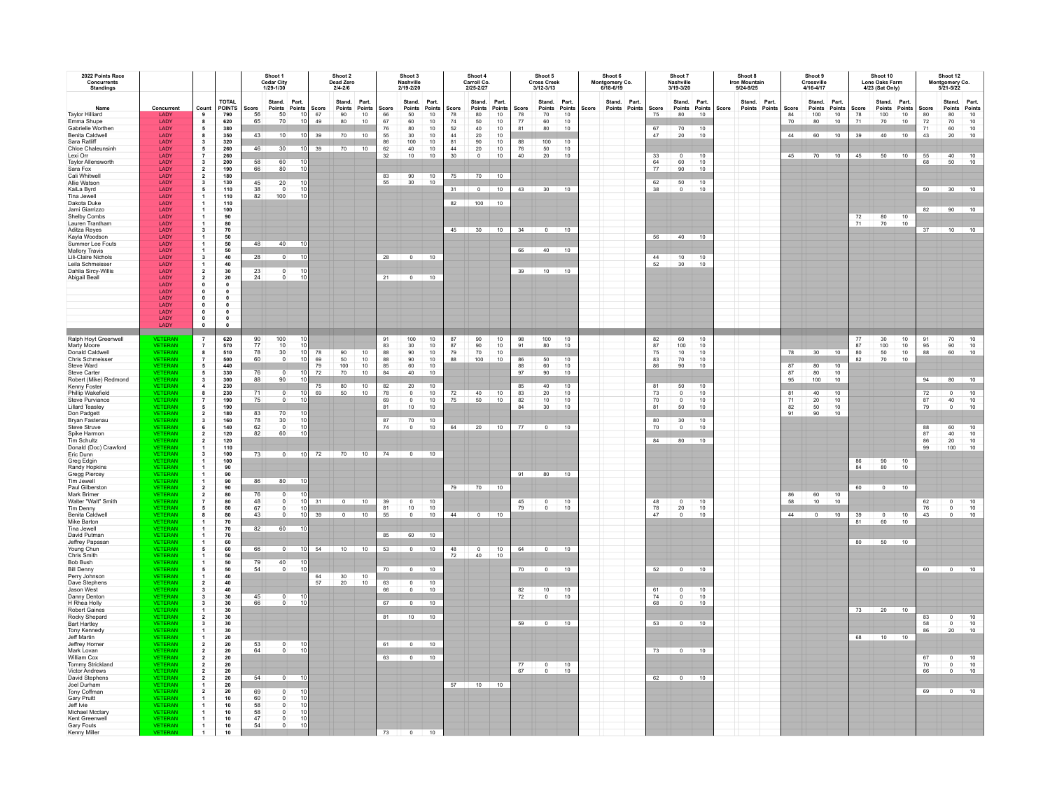| 2022 Points Race Concurrents Standings | | | | Shoot 1 Cedar City 1/29-1/30 | | | Shoot 2 Dead Zero 2/4-2/6 | | | Shoot 3 Nashville 2/19-2/20 | | | Shoot 4 Carroll Co. 2/25-2/27 | | | Shoot 5 Cross Creek 3/12-3/13 | | | Shoot 6 Montgomery Co. 6/18-6/19 | | | Shoot 7 Nashville 3/19-3/20 | | | Shoot 8 Iron Mountain 9/24-9/25 | | | Shoot 9 Crossville 4/16-4/17 | | | Shoot 10 Lone Oaks Farm 4/23 (Sat Only) | | | Shoot 12 Montgomery Co. 5/21-5/22 | | |
|---|---|---|---|---|---|---|---|---|---|---|---|---|---|---|---|---|---|---|---|---|---|---|---|---|---|---|---|---|---|---|---|---|---|---|---|---|
| Name | Concurrent | Count | TOTAL POINTS | Score | Stand. Points | Part. Points | Score | Stand. Points | Part. Points | Score | Stand. Points | Part. Points | Score | Stand. Points | Part. Points | Score | Stand. Points | Part. Points | Score | Stand. Points | Part. Points | Score | Stand. Points | Part. Points | Score | Stand. Points | Part. Points | Score | Stand. Points | Part. Points | Score | Stand. Points | Part. Points | Score | Stand. Points | Part. Points |
| Taylor Hilliard | LADY | 9 | 790 | 56 | 50 | 10 | 67 | 90 | 10 | 66 | 50 | 10 | 78 | 80 | 10 | 78 | 70 | 10 | | | | 75 | 80 | 10 | | | | 84 | 100 | 10 | 78 | 100 | 10 | 80 | 80 | 10 |
| Emma Shupe | LADY | 8 | 620 | 65 | 70 | 10 | 49 | 80 | 10 | 67 | 60 | 10 | 74 | 50 | 10 | 77 | 60 | 10 | | | | | | | | | | 70 | 80 | 10 | 71 | 70 | 10 | 72 | 70 | 10 |
| Gabrielle Worthen | LADY | 5 | 380 | | | | | | | 76 | 80 | 10 | 52 | 40 | 10 | 81 | 80 | 10 | | | | 67 | 70 | 10 | | | | | | | | | | 71 | 60 | 10 |
| Benita Caldwell | LADY | 8 | 350 | 43 | 10 | 10 | 39 | 70 | 10 | 55 | 30 | 10 | 44 | 20 | 10 | | | | | | | 47 | 20 | 10 | | | | 44 | 60 | 10 | 39 | 40 | 10 | 43 | 20 | 10 |
| Sara Ratliff | LADY | 3 | 320 | | | | | | | 86 | 100 | 10 | 81 | 90 | 10 | 88 | 100 | 10 | | | | | | | | | | | | | | | | | | |
| Chloe Chaleunsinh | LADY | 5 | 260 | 46 | 30 | 10 | 39 | 70 | 10 | 62 | 40 | 10 | 44 | 20 | 10 | 76 | 50 | 10 | | | | | | | | | | | | | | | | | | |
| Lexi Orr | LADY | 7 | 260 | | | | | | | 32 | 10 | 10 | 30 | 0 | 10 | 40 | 20 | 10 | | | | 33 | 0 | 10 | | | | 45 | 70 | 10 | 45 | 50 | 10 | 55 | 40 | 10 |
| Taylor Allensworth | LADY | 3 | 200 | 58 | 60 | 10 | | | | | | | | | | | | | | | | 64 | 60 | 10 | | | | | | | | | | 68 | 50 | 10 |
| Sara Fox | LADY | 2 | 190 | 66 | 80 | 10 | | | | | | | | | | | | | | | | 77 | 90 | 10 | | | | | | | | | | | | |
| Cali Whitwell | LADY | 2 | 180 | | | | | | | 83 | 90 | 10 | 75 | 70 | 10 | | | | | | | | | | | | | | | | | | | | | |
| Allie Watson | LADY | 3 | 130 | 45 | 20 | 10 | | | | 55 | 30 | 10 | | | | | | | | | | 62 | 50 | 10 | | | | | | | | | | | | |
| KaiLa Byrd | LADY | 5 | 110 | 38 | 0 | 10 | | | | | | | 31 | 0 | 10 | 43 | 30 | 10 | | | | 38 | 0 | 10 | | | | | | | | | | 50 | 30 | 10 |
| Tina Jewell | LADY | 1 | 110 | 82 | 100 | 10 | | | | | | | | | | | | | | | | | | | | | | | | | | | | | | |
| Dakota Duke | LADY | 1 | 110 | | | | | | | | | | 82 | 100 | 10 | | | | | | | | | | | | | | | | | | | | | |
| Jami Giarrizzo | LADY | 1 | 100 | | | | | | | | | | | | | | | | | | | | | | | | | | | | | | | 82 | 90 | 10 |
| Shelby Combs | LADY | 1 | 90 | | | | | | | | | | | | | | | | | | | | | | | | | | | | 72 | 80 | 10 | | | |
| Lauren Trantham | LADY | 1 | 80 | | | | | | | | | | | | | | | | | | | | | | | | | | | | 71 | 70 | 10 | | | |
| Aditza Reyes | LADY | 3 | 70 | | | | | | | | | | 45 | 30 | 10 | 34 | 0 | 10 | | | | | | | | | | | | | | | | 37 | 10 | 10 |
| Kayla Woodson | LADY | 1 | 50 | | | | | | | | | | | | | | | | | | | 56 | 40 | 10 | | | | | | | | | | | | |
| Summer Lee Fouts | LADY | 1 | 50 | 48 | 40 | 10 | | | | | | | | | | | | | | | | | | | | | | | | | | | | | | |
| Mallory Travis | LADY | 1 | 50 | | | | | | | | | | | | | 66 | 40 | 10 | | | | | | | | | | | | | | | | | | |
| Lili-Claire Nichols | LADY | 3 | 40 | 28 | 0 | 10 | | | | 28 | 0 | 10 | | | | | | | | | | 44 | 10 | 10 | | | | | | | | | | | | |
| Leila Schmeisser | LADY | 1 | 40 | | | | | | | | | | | | | | | | | | | 52 | 30 | 10 | | | | | | | | | | | | |
| Dahlia Sircy-Willis | LADY | 2 | 30 | 23 | 0 | 10 | | | | | | | | | | 39 | 10 | 10 | | | | | | | | | | | | | | | | | | |
| Abigail Beall | LADY | 2 | 20 | 24 | 0 | 10 | | | | 21 | 0 | 10 | | | | | | | | | | | | | | | | | | | | | | | | |
| | LADY | 0 | 0 | | | | | | | | | | | | | | | | | | | | | | | | | | | | | | | | | |
| | LADY | 0 | 0 | | | | | | | | | | | | | | | | | | | | | | | | | | | | | | | | | |
| | LADY | 0 | 0 | | | | | | | | | | | | | | | | | | | | | | | | | | | | | | | | | |
| | LADY | 0 | 0 | | | | | | | | | | | | | | | | | | | | | | | | | | | | | | | | | |
| | LADY | 0 | 0 | | | | | | | | | | | | | | | | | | | | | | | | | | | | | | | | | |
| | LADY | 0 | 0 | | | | | | | | | | | | | | | | | | | | | | | | | | | | | | | | | |
| Ralph Hoyt Greenwell | VETERAN | 7 | 620 | 90 | 100 | 10 | | | | 91 | 100 | 10 | 87 | 90 | 10 | 98 | 100 | 10 | | | | 82 | 60 | 10 | | | | | | | 77 | 30 | 10 | 91 | 70 | 10 |
| Marty Moore | VETERAN | 7 | 570 | 77 | 10 | 10 | | | | 83 | 30 | 10 | 87 | 90 | 10 | 91 | 80 | 10 | | | | 87 | 100 | 10 | | | | | | | 87 | 100 | 10 | 95 | 90 | 10 |
| Donald Caldwell | VETERAN | 8 | 510 | 78 | 30 | 10 | 78 | 90 | 10 | 88 | 90 | 10 | 79 | 70 | 10 | | | | | | | 75 | 10 | 10 | | | | 78 | 30 | 10 | 80 | 50 | 10 | 88 | 60 | 10 |
| Chris Schmeisser | VETERAN | 7 | 500 | 60 | 0 | 10 | 69 | 50 | 10 | 88 | 90 | 10 | 88 | 100 | 10 | 86 | 50 | 10 | | | | 83 | 70 | 10 | | | | | | | 82 | 70 | 10 | | | |
| Steve Ward | VETERAN | 5 | 440 | | | | 79 | 100 | 10 | 85 | 60 | 10 | | | | 88 | 60 | 10 | | | | 86 | 90 | 10 | | | | 87 | 80 | 10 | | | | | | |
| Steve Carter | VETERAN | 5 | 330 | 76 | 0 | 10 | 72 | 70 | 10 | 84 | 40 | 10 | | | | 97 | 90 | 10 | | | | | | | | | | 87 | 80 | 10 | | | | | | |
| Robert (Mike) Redmond | VETERAN | 3 | 300 | 88 | 90 | 10 | | | | | | | | | | | | | | | | | | | | | | 95 | 100 | 10 | | | | 94 | 80 | 10 |
| Kenny Foster | VETERAN | 4 | 230 | | | | 75 | 80 | 10 | 82 | 20 | 10 | | | | 85 | 40 | 10 | | | | 81 | 50 | 10 | | | | | | | | | | | | |
| Phillip Wakefield | VETERAN | 8 | 230 | 71 | 0 | 10 | 69 | 50 | 10 | 78 | 0 | 10 | 72 | 40 | 10 | 83 | 20 | 10 | | | | 73 | 0 | 10 | | | | 81 | 40 | 10 | | | | 72 | 0 | 10 |
| Steve Purviance | VETERAN | 7 | 190 | 75 | 0 | 10 | | | | 69 | 0 | 10 | 75 | 50 | 10 | 82 | 10 | 10 | | | | 70 | 0 | 10 | | | | 71 | 20 | 10 | | | | 87 | 40 | 10 |
| Lillard Teasley | VETERAN | 5 | 190 | | | | | | | 81 | 10 | 10 | | | | 84 | 30 | 10 | | | | 81 | 50 | 10 | | | | 82 | 50 | 10 | | | | 79 | 0 | 10 |
| Don Padgett | VETERAN | 2 | 180 | 83 | 70 | 10 | | | | | | | | | | | | | | | | | | | | | | 91 | 90 | 10 | | | | | | |
| Bryan Fastenau | VETERAN | 3 | 160 | 78 | 30 | 10 | | | | 87 | 70 | 10 | | | | | | | | | | 80 | 30 | 10 | | | | | | | | | | | | |
| Steve Struve | VETERAN | 6 | 140 | 62 | 0 | 10 | | | | 74 | 0 | 10 | 64 | 20 | 10 | 77 | 0 | 10 | | | | 70 | 0 | 10 | | | | | | | | | | 88 | 60 | 10 |
| Spike Harmon | VETERAN | 2 | 120 | 82 | 60 | 10 | | | | | | | | | | | | | | | | | | | | | | | | | | | | 87 | 40 | 10 |
| Tim Schultz | VETERAN | 2 | 120 | | | | | | | | | | | | | | | | | | | 84 | 80 | 10 | | | | | | | | | | 86 | 20 | 10 |
| Donald (Doc) Crawford | VETERAN | 1 | 110 | | | | | | | | | | | | | | | | | | | | | | | | | | | | | | | 99 | 100 | 10 |
| Eric Dunn | VETERAN | 3 | 100 | 73 | 0 | 10 | 72 | 70 | 10 | 74 | 0 | 10 | | | | | | | | | | | | | | | | | | | | | | | | |
| Greg Edgin | VETERAN | 1 | 100 | | | | | | | | | | | | | | | | | | | | | | | | | | | | 86 | 90 | 10 | | | |
| Randy Hopkins | VETERAN | 1 | 90 | | | | | | | | | | | | | | | | | | | | | | | | | | | | 84 | 80 | 10 | | | |
| Gregg Piercey | VETERAN | 1 | 90 | | | | | | | | | | | | | 91 | 80 | 10 | | | | | | | | | | | | | | | | | | |
| Tim Jewell | VETERAN | 1 | 90 | 86 | 80 | 10 | | | | | | | | | | | | | | | | | | | | | | | | | | | | | | |
| Paul Gilberston | VETERAN | 2 | 90 | | | | | | | | | | 79 | 70 | 10 | | | | | | | | | | | | | | | | 60 | 0 | 10 | | | |
| Mark Brimer | VETERAN | 2 | 80 | 76 | 0 | 10 | | | | | | | | | | | | | | | | | | | | | | 86 | 60 | 10 | | | | | | |
| Walter "Walt" Smith | VETERAN | 7 | 80 | 48 | 0 | 10 | 31 | 0 | 10 | 39 | 0 | 10 | | | | 45 | 0 | 10 | | | | 48 | 0 | 10 | | | | 58 | 10 | 10 | | | | 62 | 0 | 10 |
| Tim Denny | VETERAN | 5 | 80 | 67 | 0 | 10 | | | | 81 | 10 | 10 | | | | 79 | 0 | 10 | | | | 78 | 20 | 10 | | | | | | | | | | 76 | 0 | 10 |
| Benita Caldwell | VETERAN | 8 | 80 | 43 | 0 | 10 | 39 | 0 | 10 | 55 | 0 | 10 | 44 | 0 | 10 | | | | | | | 47 | 0 | 10 | | | | 44 | 0 | 10 | 39 | 0 | 10 | 43 | 0 | 10 |
| Mike Barton | VETERAN | 1 | 70 | | | | | | | | | | | | | | | | | | | | | | | | | | | | 81 | 60 | 10 | | | |
| Tina Jewell | VETERAN | 1 | 70 | 82 | 60 | 10 | | | | | | | | | | | | | | | | | | | | | | | | | | | | | | |
| David Putman | VETERAN | 1 | 70 | | | | | | | 85 | 60 | 10 | | | | | | | | | | | | | | | | | | | | | | | | |
| Jeffrey Papasan | VETERAN | 1 | 60 | | | | | | | | | | | | | | | | | | | | | | | | | | | | 80 | 50 | 10 | | | |
| Young Chun | VETERAN | 5 | 60 | 66 | 0 | 10 | 54 | 10 | 10 | 53 | 0 | 10 | 48 | 0 | 10 | 64 | 0 | 10 | | | | | | | | | | | | | | | | | | |
| Chris Smith | VETERAN | 1 | 50 | | | | | | | | | | 72 | 40 | 10 | | | | | | | | | | | | | | | | | | | | | |
| Bob Bush | VETERAN | 1 | 50 | 79 | 40 | 10 | | | | | | | | | | | | | | | | | | | | | | | | | | | | | | |
| Bill Denny | VETERAN | 5 | 50 | 54 | 0 | 10 | | | | 70 | 0 | 10 | | | | 70 | 0 | 10 | | | | 52 | 0 | 10 | | | | | | | | | | 60 | 0 | 10 |
| Perry Johnson | VETERAN | 1 | 40 | | | | 64 | 30 | 10 | | | | | | | | | | | | | | | | | | | | | | | | | | | |
| Dave Stephens | VETERAN | 2 | 40 | | | | 57 | 20 | 10 | 63 | 0 | 10 | | | | | | | | | | | | | | | | | | | | | | | | |
| Jason West | VETERAN | 3 | 40 | | | | | | | 66 | 0 | 10 | | | | 82 | 10 | 10 | | | | 61 | 0 | 10 | | | | | | | | | | | | |
| Danny Denton | VETERAN | 3 | 30 | 45 | 0 | 10 | | | | | | | | | | 72 | 0 | 10 | | | | 74 | 0 | 10 | | | | | | | | | | | | |
| H Rhea Holly | VETERAN | 3 | 30 | 66 | 0 | 10 | | | | 67 | 0 | 10 | | | | | | | | | | 68 | 0 | 10 | | | | | | | | | | | | |
| Robert Gaines | VETERAN | 1 | 30 | | | | | | | | | | | | | | | | | | | | | | | | | | | | 73 | 20 | 10 | | | |
| Rocky Shepard | VETERAN | 2 | 30 | | | | | | | 81 | 10 | 10 | | | | | | | | | | | | | | | | | | | | | | 83 | 0 | 10 |
| Bart Hartley | VETERAN | 3 | 30 | | | | | | | | | | | | | 59 | 0 | 10 | | | | 53 | 0 | 10 | | | | | | | | | | 58 | 0 | 10 |
| Tony Kennedy | VETERAN | 1 | 30 | | | | | | | | | | | | | | | | | | | | | | | | | | | | | | | 86 | 20 | 10 |
| Jeff Martin | VETERAN | 1 | 20 | | | | | | | | | | | | | | | | | | | | | | | | | | | | 68 | 10 | 10 | | | |
| Jeffrey Horner | VETERAN | 2 | 20 | 53 | 0 | 10 | | | | 61 | 0 | 10 | | | | | | | | | | | | | | | | | | | | | | | | |
| Mark Lovan | VETERAN | 2 | 20 | 64 | 0 | 10 | | | | | | | | | | | | | | | | 73 | 0 | 10 | | | | | | | | | | | | |
| William Cox | VETERAN | 2 | 20 | | | | | | | 63 | 0 | 10 | | | | | | | | | | | | | | | | | | | | | | 67 | 0 | 10 |
| Tommy Strickland | VETERAN | 2 | 20 | | | | | | | | | | | | | 77 | 0 | 10 | | | | | | | | | | | | | | | | 70 | 0 | 10 |
| Victor Andrews | VETERAN | 2 | 20 | | | | | | | | | | | | | 67 | 0 | 10 | | | | | | | | | | | | | | | | 66 | 0 | 10 |
| David Stephens | VETERAN | 2 | 20 | 54 | 0 | 10 | | | | | | | | | | | | | | | | 62 | 0 | 10 | | | | | | | | | | | | |
| Joel Durham | VETERAN | 1 | 20 | | | | | | | | | | 57 | 10 | 10 | | | | | | | | | | | | | | | | | | | | | |
| Tony Coffman | VETERAN | 2 | 20 | 69 | 0 | 10 | | | | | | | | | | | | | | | | | | | | | | | | | | | | 69 | 0 | 10 |
| Gary Pruitt | VETERAN | 1 | 10 | 60 | 0 | 10 | | | | | | | | | | | | | | | | | | | | | | | | | | | | | | |
| Jeff Ivie | VETERAN | 1 | 10 | 58 | 0 | 10 | | | | | | | | | | | | | | | | | | | | | | | | | | | | | | |
| Michael Mcclary | VETERAN | 1 | 10 | 58 | 0 | 10 | | | | | | | | | | | | | | | | | | | | | | | | | | | | | | |
| Kent Greenwell | VETERAN | 1 | 10 | 47 | 0 | 10 | | | | | | | | | | | | | | | | | | | | | | | | | | | | | | |
| Gary Fouts | VETERAN | 1 | 10 | 54 | 0 | 10 | | | | | | | | | | | | | | | | | | | | | | | | | | | | | | |
| Kenny Miller | VETERAN | 1 | 10 | | | | | | | 73 | 0 | 10 | | | | | | | | | | | | | | | | | | | | | | | | |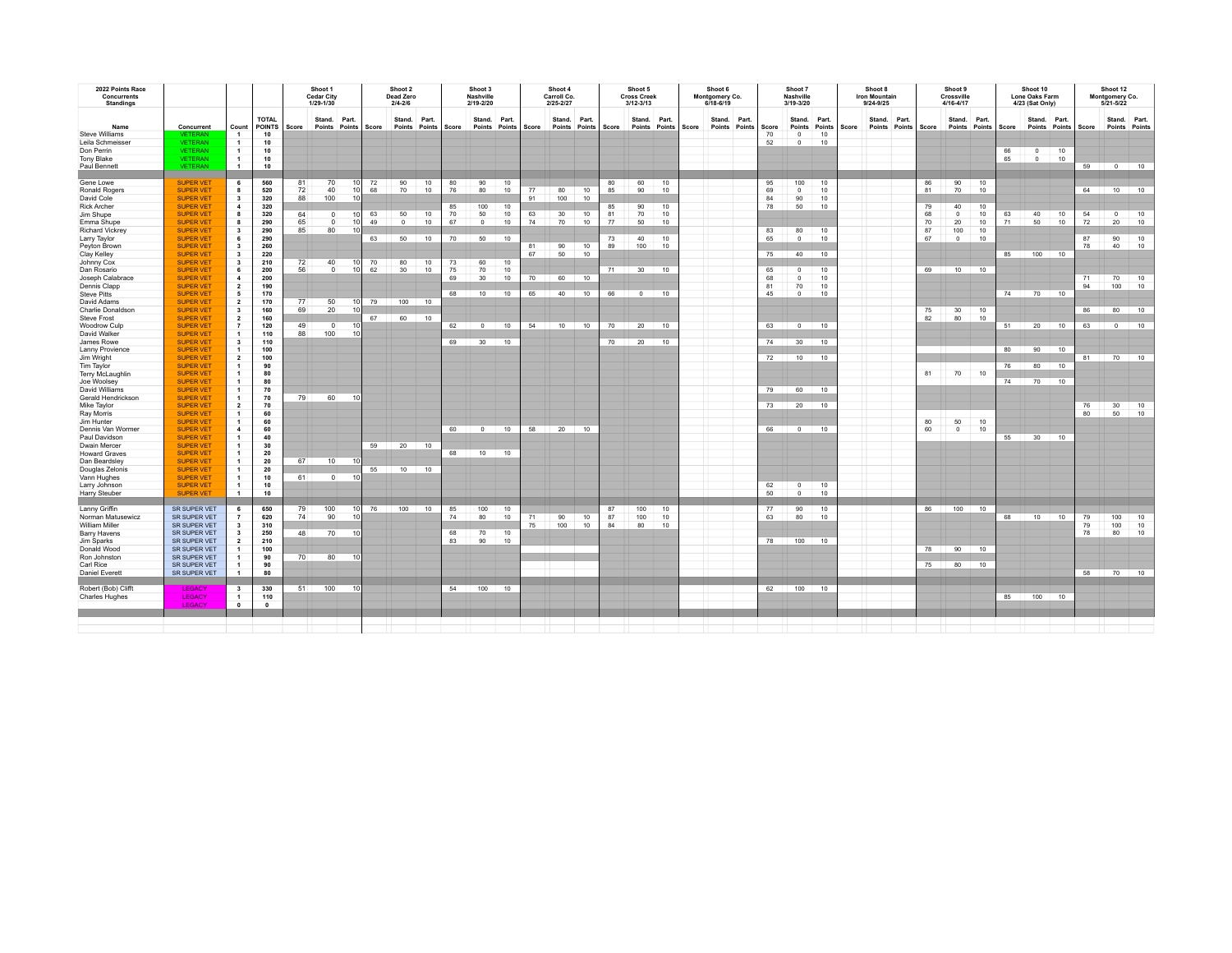| 2022 Points Race Concurrents Standings | | | | Shoot 1 Cedar City 1/29-1/30 | | | Shoot 2 Dead Zero 2/4-2/6 | | | Shoot 3 Nashville 2/19-2/20 | | | Shoot 4 Carroll Co. 2/25-2/27 | | | Shoot 5 Cross Creek 3/12-3/13 | | | Shoot 6 Montgomery Co. 6/18-6/19 | | | Shoot 7 Nashville 3/19-3/20 | | | Shoot 8 Iron Mountain 9/24-9/25 | | | Shoot 9 Crossville 4/16-4/17 | | | Shoot 10 Lone Oaks Farm 4/23 (Sat Only) | | | Shoot 12 Montgomery Co. 5/21-5/22 | | |
|---|---|---|---|---|---|---|---|---|---|---|---|---|---|---|---|---|---|---|---|---|---|---|---|---|---|---|---|---|---|---|---|---|---|---|---|---|
| Name | Concurrent | Count | TOTAL POINTS | Score | Stand. Points | Part. Points | Score | Stand. Points | Part. Points | Score | Stand. Points | Part. Points | Score | Stand. Points | Part. Points | Score | Stand. Points | Part. Points | Score | Stand. Points | Part. Points | Score | Stand. Points | Part. Points | Score | Stand. Points | Part. Points | Score | Stand. Points | Part. Points | Score | Stand. Points | Part. Points | Score | Stand. Points | Part. Points |
| Steve Williams | VETERAN | 1 | 10 | | | | | | | | | | | | | | | | | | | 70 | 0 | 10 | | | | | | | | | | | | |
| Leila Schmeisser | VETERAN | 1 | 10 | | | | | | | | | | | | | | | | | | | 52 | 0 | 10 | | | | | | | | | | | | |
| Don Perrin | VETERAN | 1 | 10 | | | | | | | | | | | | | | | | | | | | | | | | | | | | 66 | 0 | 10 | | | |
| Tony Blake | VETERAN | 1 | 10 | | | | | | | | | | | | | | | | | | | | | | | | | | | | 65 | 0 | 10 | | | |
| Paul Bennett | VETERAN | 1 | 10 | | | | | | | | | | | | | | | | | | | | | | | | | | | | | | | 59 | 0 | 10 |
| Gene Lowe | SUPER VET | 6 | 560 | 81 | 70 | 10 | 72 | 90 | 10 | 80 | 90 | 10 | | | | 80 | 60 | 10 | | | | 95 | 100 | 10 | | | | 86 | 90 | 10 | | | | | | |
| Ronald Rogers | SUPER VET | 8 | 520 | 72 | 40 | 10 | 68 | 70 | 10 | 76 | 80 | 10 | 77 | 80 | 10 | 85 | 90 | 10 | | | | 69 | 0 | 10 | | | | 81 | 70 | 10 | | | | 64 | 10 | 10 |
| David Cole | SUPER VET | 3 | 320 | 88 | 100 | 10 | | | | | | | 91 | 100 | 10 | | | | | | | 84 | 90 | 10 | | | | | | | | | | | | |
| Rick Archer | SUPER VET | 4 | 320 | | | | | | | 85 | 100 | 10 | | | | 85 | 90 | 10 | | | | 78 | 50 | 10 | | | | 79 | 40 | 10 | | | | | | |
| Jim Shupe | SUPER VET | 8 | 320 | 64 | 0 | 10 | 63 | 50 | 10 | 70 | 50 | 10 | 63 | 30 | 10 | 81 | 70 | 10 | | | | | | | | | | 68 | 0 | 10 | 63 | 40 | 10 | 54 | 0 | 10 |
| Emma Shupe | SUPER VET | 8 | 290 | 65 | 0 | 10 | 49 | 0 | 10 | 67 | 0 | 10 | 74 | 70 | 10 | 77 | 50 | 10 | | | | | | | | | | 70 | 20 | 10 | 71 | 50 | 10 | 72 | 20 | 10 |
| Richard Vickrey | SUPER VET | 3 | 290 | 85 | 80 | 10 | | | | | | | | | | | | | | | | 83 | 80 | 10 | | | | 87 | 100 | 10 | | | | | | |
| Larry Taylor | SUPER VET | 6 | 290 | | | | 63 | 50 | 10 | 70 | 50 | 10 | | | | 73 | 40 | 10 | | | | 65 | 0 | 10 | | | | 67 | 0 | 10 | | | | 87 | 90 | 10 |
| Peyton Brown | SUPER VET | 3 | 260 | | | | | | | | | | 81 | 90 | 10 | 89 | 100 | 10 | | | | | | | | | | | | | | | | 78 | 40 | 10 |
| Clay Kelley | SUPER VET | 3 | 220 | | | | | | | | | | 67 | 50 | 10 | | | | | | | 75 | 40 | 10 | | | | | | | 85 | 100 | 10 | | | |
| Johnny Cox | SUPER VET | 3 | 210 | 72 | 40 | 10 | 70 | 80 | 10 | 73 | 60 | 10 | | | | | | | | | | | | | | | | | | | | | | | | |
| Dan Rosario | SUPER VET | 6 | 200 | 56 | 0 | 10 | 62 | 30 | 10 | 75 | 70 | 10 | | | | 71 | 30 | 10 | | | | 65 | 0 | 10 | | | | 69 | 10 | 10 | | | | | | |
| Joseph Calabrace | SUPER VET | 4 | 200 | | | | | | | 69 | 30 | 10 | 70 | 60 | 10 | | | | | | | 68 | 0 | 10 | | | | | | | | | | 71 | 70 | 10 |
| Dennis Clapp | SUPER VET | 2 | 190 | | | | | | | | | | | | | | | | | | | 81 | 70 | 10 | | | | | | | | | | 94 | 100 | 10 |
| Steve Pitts | SUPER VET | 5 | 170 | | | | | | | 68 | 10 | 10 | 65 | 40 | 10 | 66 | 0 | 10 | | | | 45 | 0 | 10 | | | | | | | 74 | 70 | 10 | | | |
| David Adams | SUPER VET | 2 | 170 | 77 | 50 | 10 | 79 | 100 | 10 | | | | | | | | | | | | | | | | | | | | | | | | | | | |
| Charlie Donaldson | SUPER VET | 3 | 160 | | | | | | | | | | | | | | | | | | | | | | | | | 75 | 30 | 10 | | | | 86 | 80 | 10 |
| Steve Frost | SUPER VET | 2 | 160 | | | | 67 | 60 | 10 | | | | | | | | | | | | | | | | | | | 82 | 80 | 10 | | | | | | |
| Woodrow Culp | SUPER VET | 7 | 120 | 49 | 0 | 10 | | | | 62 | 0 | 10 | 54 | 10 | 10 | 70 | 20 | 10 | | | | 63 | 0 | 10 | | | | | | | 51 | 20 | 10 | 63 | 0 | 10 |
| David Walker | SUPER VET | 1 | 110 | 88 | 100 | 10 | | | | | | | | | | | | | | | | | | | | | | | | | | | | | | |
| James Rowe | SUPER VET | 3 | 110 | | | | | | | 69 | 30 | 10 | | | | 70 | 20 | 10 | | | | 74 | 30 | 10 | | | | | | | | | | | | |
| Lanny Provience | SUPER VET | 1 | 100 | | | | | | | | | | | | | | | | | | | | | | | | | | | | 80 | 90 | 10 | | | |
| Jim Wright | SUPER VET | 2 | 100 | | | | | | | | | | | | | | | | | | | 72 | 10 | 10 | | | | | | | | | | 81 | 70 | 10 |
| Tim Taylor | SUPER VET | 1 | 90 | | | | | | | | | | | | | | | | | | | | | | | | | | | | 76 | 80 | 10 | | | |
| Terry McLaughlin | SUPER VET | 1 | 80 | | | | | | | | | | | | | | | | | | | | | | | | | 81 | 70 | 10 | | | | | | |
| Joe Woolsey | SUPER VET | 1 | 80 | | | | | | | | | | | | | | | | | | | | | | | | | | | | 74 | 70 | 10 | | | |
| David Williams | SUPER VET | 1 | 70 | | | | | | | | | | | | | | | | | | | 79 | 60 | 10 | | | | | | | | | | | | |
| Gerald Hendrickson | SUPER VET | 1 | 70 | 79 | 60 | 10 | | | | | | | | | | | | | | | | | | | | | | | | | | | | | | |
| Mike Taylor | SUPER VET | 2 | 70 | | | | | | | | | | | | | | | | | | | 73 | 20 | 10 | | | | | | | | | | 76 | 30 | 10 |
| Ray Morris | SUPER VET | 1 | 60 | | | | | | | | | | | | | | | | | | | | | | | | | | | | | | | 80 | 50 | 10 |
| Jim Hunter | SUPER VET | 1 | 60 | | | | | | | | | | | | | | | | | | | | | | | | | 80 | 50 | 10 | | | | | | |
| Dennis Van Wormer | SUPER VET | 4 | 60 | | | | | | | 60 | 0 | 10 | 58 | 20 | 10 | | | | | | | 66 | 0 | 10 | | | | 60 | 0 | 10 | | | | | | |
| Paul Davidson | SUPER VET | 1 | 40 | | | | | | | | | | | | | | | | | | | | | | | | | | | | 55 | 30 | 10 | | | |
| Dwain Mercer | SUPER VET | 1 | 30 | | | | 59 | 20 | 10 | | | | | | | | | | | | | | | | | | | | | | | | | | | |
| Howard Graves | SUPER VET | 1 | 20 | | | | | | | 68 | 10 | 10 | | | | | | | | | | | | | | | | | | | | | | | | |
| Dan Beardsley | SUPER VET | 1 | 20 | 67 | 10 | 10 | | | | | | | | | | | | | | | | | | | | | | | | | | | | | | |
| Douglas Zelonis | SUPER VET | 1 | 20 | | | | 55 | 10 | 10 | | | | | | | | | | | | | | | | | | | | | | | | | | | |
| Vann Hughes | SUPER VET | 1 | 10 | 61 | 0 | 10 | | | | | | | | | | | | | | | | | | | | | | | | | | | | | | |
| Larry Johnson | SUPER VET | 1 | 10 | | | | | | | | | | | | | | | | | | | 62 | 0 | 10 | | | | | | | | | | | | |
| Harry Steuber | SUPER VET | 1 | 10 | | | | | | | | | | | | | | | | | | | 50 | 0 | 10 | | | | | | | | | | | | |
| Lanny Griffin | SR SUPER VET | 6 | 650 | 79 | 100 | 10 | 76 | 100 | 10 | 85 | 100 | 10 | | | | 87 | 100 | 10 | | | | 77 | 90 | 10 | | | | 86 | 100 | 10 | | | | | | |
| Norman Matusewicz | SR SUPER VET | 7 | 620 | 74 | 90 | 10 | | | | 74 | 80 | 10 | 71 | 90 | 10 | 87 | 100 | 10 | | | | 63 | 80 | 10 | | | | | | | 68 | 10 | 10 | 79 | 100 | 10 |
| William Miller | SR SUPER VET | 3 | 310 | | | | | | | | | | 75 | 100 | 10 | 84 | 80 | 10 | | | | | | | | | | | | | | | | 79 | 100 | 10 |
| Barry Havens | SR SUPER VET | 3 | 250 | 48 | 70 | 10 | | | | 68 | 70 | 10 | | | | | | | | | | | | | | | | | | | | | | 78 | 80 | 10 |
| Jim Sparks | SR SUPER VET | 2 | 210 | | | | | | | 83 | 90 | 10 | | | | | | | | | | 78 | 100 | 10 | | | | | | | | | | | | |
| Donald Wood | SR SUPER VET | 1 | 100 | | | | | | | | | | | | | | | | | | | | | | | | | 78 | 90 | 10 | | | | | | |
| Ron Johnston | SR SUPER VET | 1 | 90 | 70 | 80 | 10 | | | | | | | | | | | | | | | | | | | | | | | | | | | | | | |
| Carl Rice | SR SUPER VET | 1 | 90 | | | | | | | | | | | | | | | | | | | | | | | | | 75 | 80 | 10 | | | | | | |
| Daniel Everett | SR SUPER VET | 1 | 80 | | | | | | | | | | | | | | | | | | | | | | | | | | | | | | | 58 | 70 | 10 |
| Robert (Bob) Clifft | LEGACY | 3 | 330 | 51 | 100 | 10 | | | | 54 | 100 | 10 | | | | | | | | | | 62 | 100 | 10 | | | | | | | | | | | | |
| Charles Hughes | LEGACY | 1 | 110 | | | | | | | | | | | | | | | | | | | | | | | | | | | | 85 | 100 | 10 | | | |
| | LEGACY | 0 | 0 | | | | | | | | | | | | | | | | | | | | | | | | | | | | | | | | | |